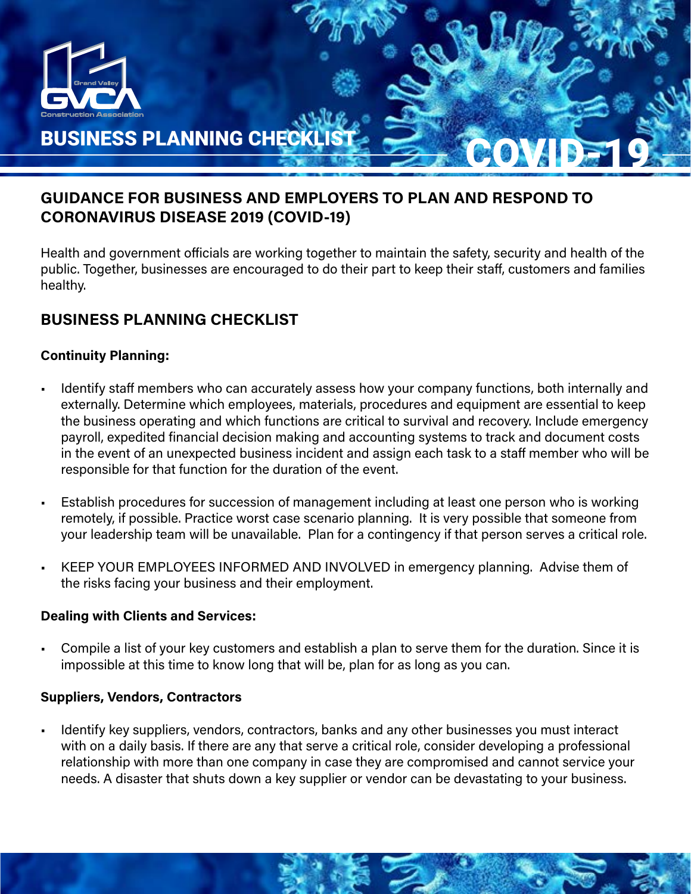Grand Valley

GVCA

Construction Association

# BUSINESS PLANNING CHECKLIST

# COVID-19

## GUIDANCE FOR BUSINESS AND EMPLOYERS TO PLAN AND RESPOND TO CORONAVIRUS DISEASE 2019 (COVID-19)

Health and government officials are working together to maintain the safety, security and health of the public. Together, businesses are encouraged to do their part to keep their staff, customers and families healthy.

## BUSINESS PLANNING CHECKLIST

### Continuity Planning:

- Identify staff members who can accurately assess how your company functions, both internally and externally. Determine which employees, materials, procedures and equipment are essential to keep the business operating and which functions are critical to survival and recovery. Include emergency payroll, expedited financial decision making and accounting systems to track and document costs in the event of an unexpected business incident and assign each task to a staff member who will be responsible for that function for the duration of the event.
- Establish procedures for succession of management including at least one person who is working remotely, if possible. Practice worst case scenario planning. It is very possible that someone from your leadership team will be unavailable. Plan for a contingency if that person serves a critical role.
- KEEP YOUR EMPLOYEES INFORMED AND INVOLVED in emergency planning. Advise them of the risks facing your business and their employment.

### Dealing with Clients and Services:

- Compile a list of your key customers and establish a plan to serve them for the duration. Since it is impossible at this time to know long that will be, plan for as long as you can.

### Suppliers, Vendors, Contractors

- Identify key suppliers, vendors, contractors, banks and any other businesses you must interact with on a daily basis. If there are any that serve a critical role, consider developing a professional relationship with more than one company in case they are compromised and cannot service your needs. A disaster that shuts down a key supplier or vendor can be devastating to your business.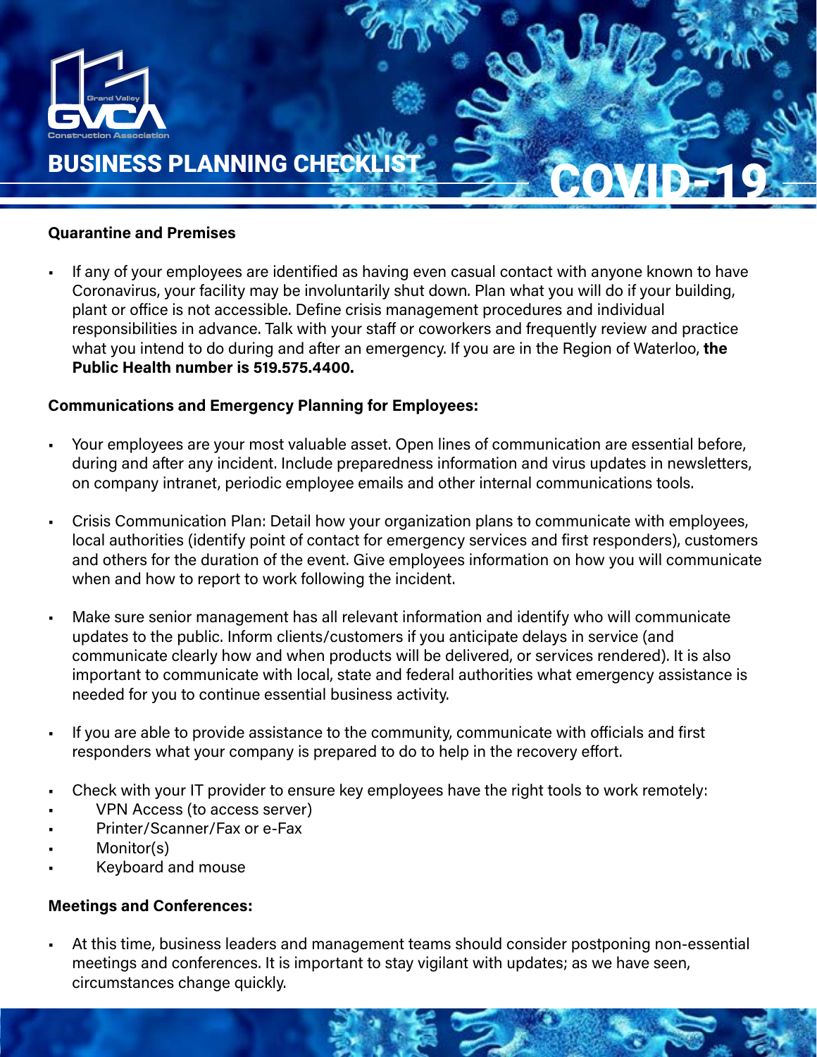# BUSINESS PLANNING CHECKLIST COVID-19

**Quarantine and Premises**

- If any of your employees are identified as having even casual contact with anyone known to have Coronavirus, your facility may be involuntarily shut down. Plan what you will do if your building, plant or office is not accessible. Define crisis management procedures and individual responsibilities in advance. Talk with your staff or coworkers and frequently review and practice what you intend to do during and after an emergency. If you are in the Region of Waterloo, **the Public Health number is 519.575.4400.**

**Communications and Emergency Planning for Employees:**

- Your employees are your most valuable asset. Open lines of communication are essential before, during and after any incident. Include preparedness information and virus updates in newsletters, on company intranet, periodic employee emails and other internal communications tools.
- Crisis Communication Plan: Detail how your organization plans to communicate with employees, local authorities (identify point of contact for emergency services and first responders), customers and others for the duration of the event. Give employees information on how you will communicate when and how to report to work following the incident.
- Make sure senior management has all relevant information and identify who will communicate updates to the public. Inform clients/customers if you anticipate delays in service (and communicate clearly how and when products will be delivered, or services rendered). It is also important to communicate with local, state and federal authorities what emergency assistance is needed for you to continue essential business activity.
- If you are able to provide assistance to the community, communicate with officials and first responders what your company is prepared to do to help in the recovery effort.
- Check with your IT provider to ensure key employees have the right tools to work remotely:
- VPN Access (to access server)
- Printer/Scanner/Fax or e-Fax
- Monitor(s)
- Keyboard and mouse

**Meetings and Conferences:**

- At this time, business leaders and management teams should consider postponing non-essential meetings and conferences. It is important to stay vigilant with updates; as we have seen, circumstances change quickly.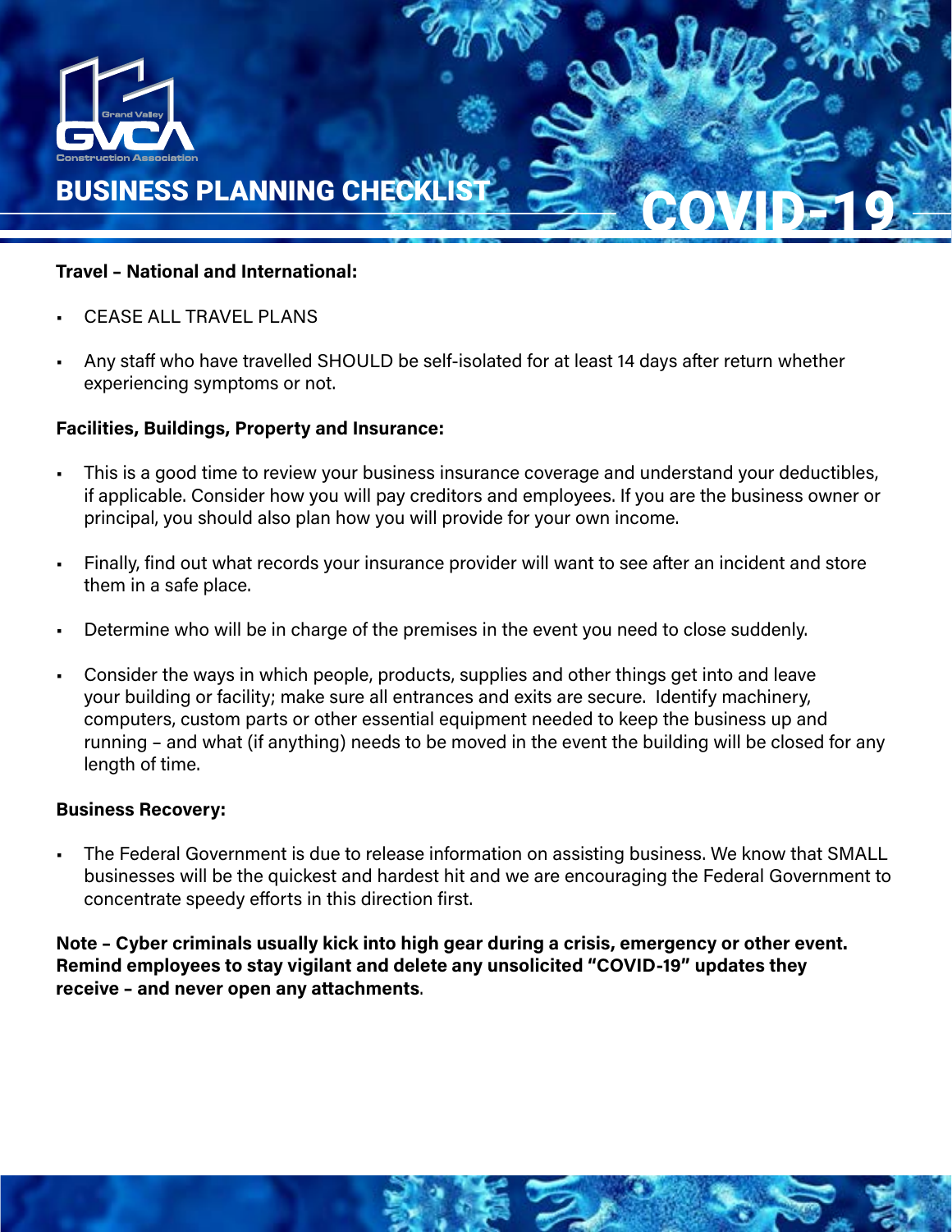# BUSINESS PLANNING CHECKLIST

# COVID-19

**Travel – National and International:**

- CEASE ALL TRAVEL PLANS
- Any staff who have travelled SHOULD be self-isolated for at least 14 days after return whether experiencing symptoms or not.

**Facilities, Buildings, Property and Insurance:**

- This is a good time to review your business insurance coverage and understand your deductibles, if applicable. Consider how you will pay creditors and employees. If you are the business owner or principal, you should also plan how you will provide for your own income.
- Finally, find out what records your insurance provider will want to see after an incident and store them in a safe place.
- Determine who will be in charge of the premises in the event you need to close suddenly.
- Consider the ways in which people, products, supplies and other things get into and leave your building or facility; make sure all entrances and exits are secure. Identify machinery, computers, custom parts or other essential equipment needed to keep the business up and running – and what (if anything) needs to be moved in the event the building will be closed for any length of time.

**Business Recovery:**

- The Federal Government is due to release information on assisting business. We know that SMALL businesses will be the quickest and hardest hit and we are encouraging the Federal Government to concentrate speedy efforts in this direction first.

**Note – Cyber criminals usually kick into high gear during a crisis, emergency or other event. Remind employees to stay vigilant and delete any unsolicited "COVID-19" updates they receive – and never open any attachments**.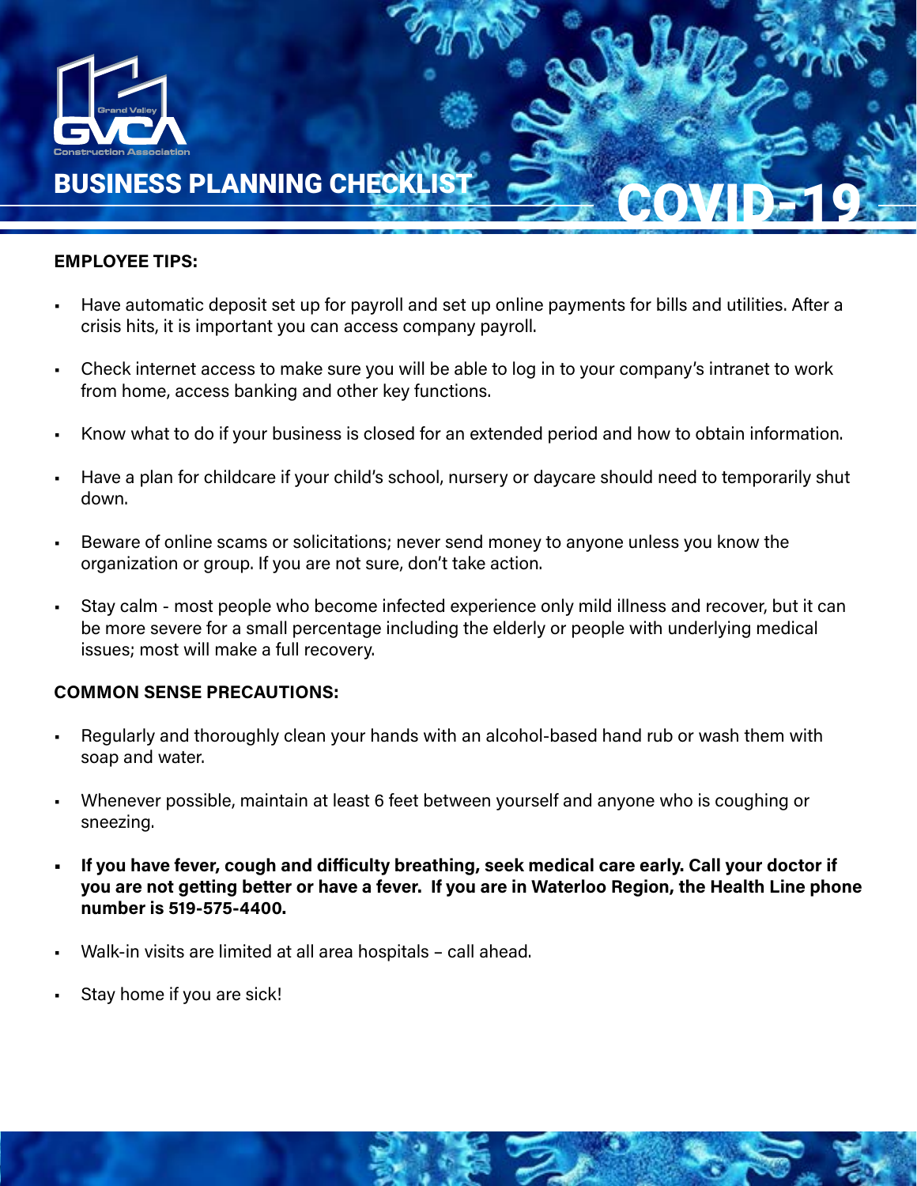Grand Valley
GVCA
Construction Association

# BUSINESS PLANNING CHECKLIST COVID-19

## EMPLOYEE TIPS:

- Have automatic deposit set up for payroll and set up online payments for bills and utilities. After a crisis hits, it is important you can access company payroll.
- Check internet access to make sure you will be able to log in to your company's intranet to work from home, access banking and other key functions.
- Know what to do if your business is closed for an extended period and how to obtain information.
- Have a plan for childcare if your child's school, nursery or daycare should need to temporarily shut down.
- Beware of online scams or solicitations; never send money to anyone unless you know the organization or group. If you are not sure, don't take action.
- Stay calm - most people who become infected experience only mild illness and recover, but it can be more severe for a small percentage including the elderly or people with underlying medical issues; most will make a full recovery.

## COMMON SENSE PRECAUTIONS:

- Regularly and thoroughly clean your hands with an alcohol-based hand rub or wash them with soap and water.
- Whenever possible, maintain at least 6 feet between yourself and anyone who is coughing or sneezing.
- **If you have fever, cough and difficulty breathing, seek medical care early. Call your doctor if you are not getting better or have a fever. If you are in Waterloo Region, the Health Line phone number is 519-575-4400.**
- Walk-in visits are limited at all area hospitals – call ahead.
- Stay home if you are sick!